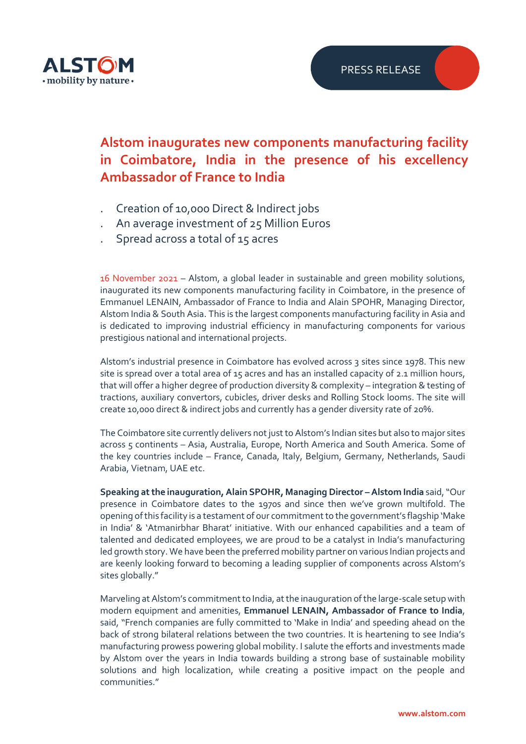PRESS RELEASE

# Alstom inaugurates new components manufacturing facility in Coimbatore, India in the presence of his excellency Ambassador of France to India

- Creation of 10,000 Direct & Indirect jobs
- An average investment of 25 Million Euros
- Spread across a total of 15 acres

16 November 2021 – Alstom, a global leader in sustainable and green mobility solutions, inaugurated its new components manufacturing facility in Coimbatore, in the presence of Emmanuel LENAIN, Ambassador of France to India and Alain SPOHR, Managing Director, Alstom India & South Asia. This is the largest components manufacturing facility in Asia and is dedicated to improving industrial efficiency in manufacturing components for various prestigious national and international projects.

Alstom's industrial presence in Coimbatore has evolved across 3 sites since 1978. This new site is spread over a total area of 15 acres and has an installed capacity of 2.1 million hours, that will offer a higher degree of production diversity & complexity – integration & testing of tractions, auxiliary convertors, cubicles, driver desks and Rolling Stock looms. The site will create 10,000 direct & indirect jobs and currently has a gender diversity rate of 20%.

The Coimbatore site currently delivers not just to Alstom's Indian sites but also to major sites across 5 continents – Asia, Australia, Europe, North America and South America. Some of the key countries include – France, Canada, Italy, Belgium, Germany, Netherlands, Saudi Arabia, Vietnam, UAE etc.

**Speaking at the inauguration, Alain SPOHR, Managing Director – Alstom India** said, "Our presence in Coimbatore dates to the 1970s and since then we've grown multifold. The opening of this facility is a testament of our commitment to the government's flagship 'Make in India' & 'Atmanirbhar Bharat' initiative. With our enhanced capabilities and a team of talented and dedicated employees, we are proud to be a catalyst in India's manufacturing led growth story. We have been the preferred mobility partner on various Indian projects and are keenly looking forward to becoming a leading supplier of components across Alstom's sites globally."

Marveling at Alstom's commitment to India, at the inauguration of the large-scale setup with modern equipment and amenities, **Emmanuel LENAIN, Ambassador of France to India**, said, "French companies are fully committed to 'Make in India' and speeding ahead on the back of strong bilateral relations between the two countries. It is heartening to see India's manufacturing prowess powering global mobility. I salute the efforts and investments made by Alstom over the years in India towards building a strong base of sustainable mobility solutions and high localization, while creating a positive impact on the people and communities."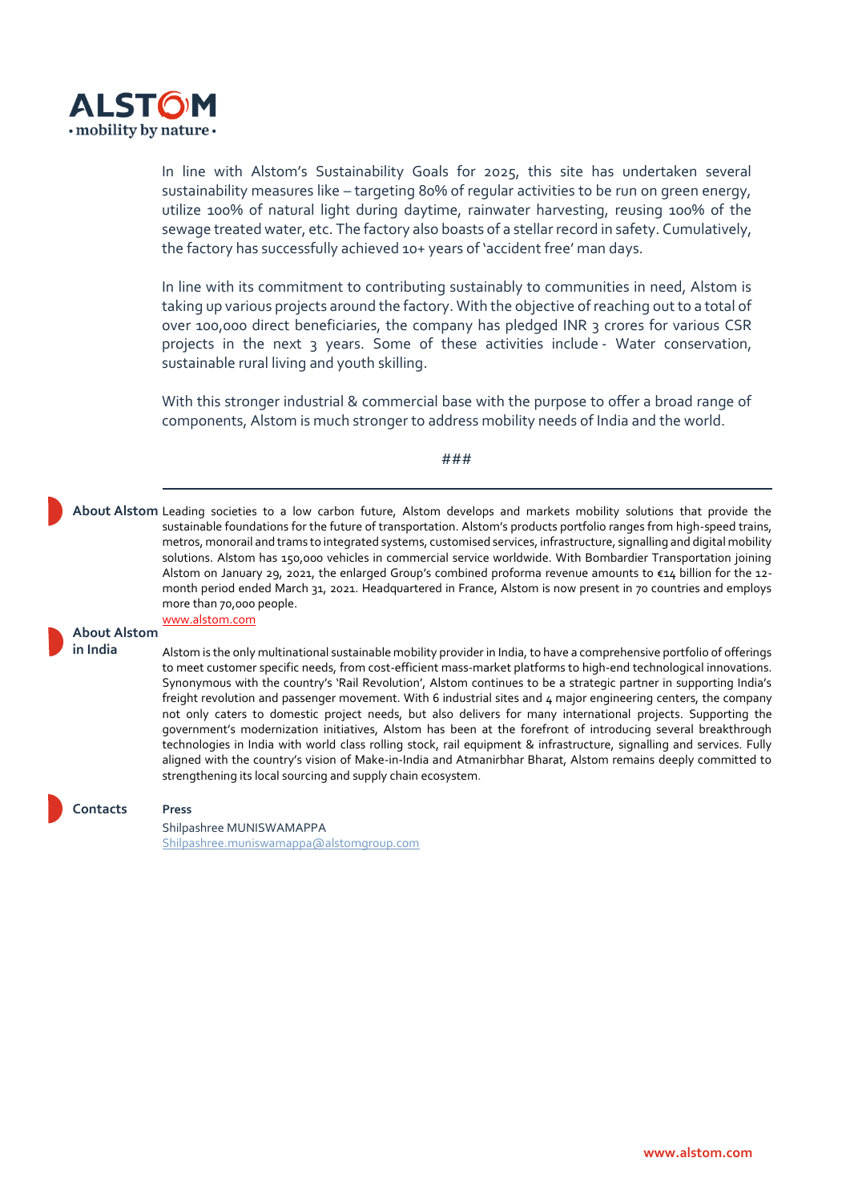In line with Alstom's Sustainability Goals for 2025, this site has undertaken several sustainability measures like – targeting 80% of regular activities to be run on green energy, utilize 100% of natural light during daytime, rainwater harvesting, reusing 100% of the sewage treated water, etc. The factory also boasts of a stellar record in safety. Cumulatively, the factory has successfully achieved 10+ years of 'accident free' man days.

In line with its commitment to contributing sustainably to communities in need, Alstom is taking up various projects around the factory. With the objective of reaching out to a total of over 100,000 direct beneficiaries, the company has pledged INR 3 crores for various CSR projects in the next 3 years. Some of these activities include - Water conservation, sustainable rural living and youth skilling.

With this stronger industrial & commercial base with the purpose to offer a broad range of components, Alstom is much stronger to address mobility needs of India and the world.

###

---

**About Alstom**

Leading societies to a low carbon future, Alstom develops and markets mobility solutions that provide the sustainable foundations for the future of transportation. Alstom's products portfolio ranges from high-speed trains, metros, monorail and trams to integrated systems, customised services, infrastructure, signalling and digital mobility solutions. Alstom has 150,000 vehicles in commercial service worldwide. With Bombardier Transportation joining Alstom on January 29, 2021, the enlarged Group's combined proforma revenue amounts to €14 billion for the 12-month period ended March 31, 2021. Headquartered in France, Alstom is now present in 70 countries and employs more than 70,000 people.

www.alstom.com

**About Alstom in India**

Alstom is the only multinational sustainable mobility provider in India, to have a comprehensive portfolio of offerings to meet customer specific needs, from cost-efficient mass-market platforms to high-end technological innovations. Synonymous with the country's 'Rail Revolution', Alstom continues to be a strategic partner in supporting India's freight revolution and passenger movement. With 6 industrial sites and 4 major engineering centers, the company not only caters to domestic project needs, but also delivers for many international projects. Supporting the government's modernization initiatives, Alstom has been at the forefront of introducing several breakthrough technologies in India with world class rolling stock, rail equipment & infrastructure, signalling and services. Fully aligned with the country's vision of Make-in-India and Atmanirbhar Bharat, Alstom remains deeply committed to strengthening its local sourcing and supply chain ecosystem.

**Contacts**

**Press**

Shilpashree MUNISWAMAPPA
Shilpashree.muniswamappa@alstomgroup.com